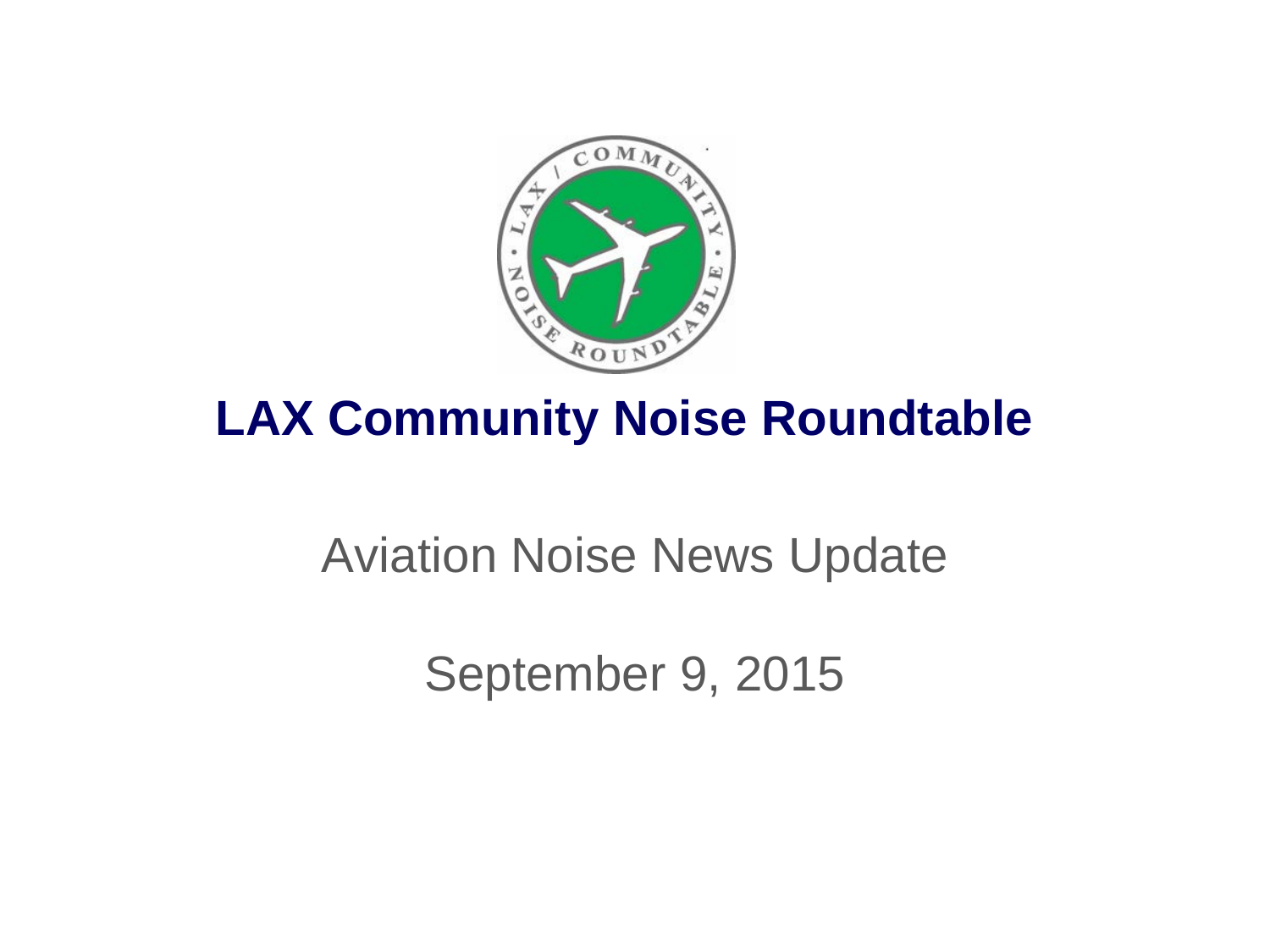# LAX Community Noise Roundtable

Aviation Noise News Update

September 9, 2015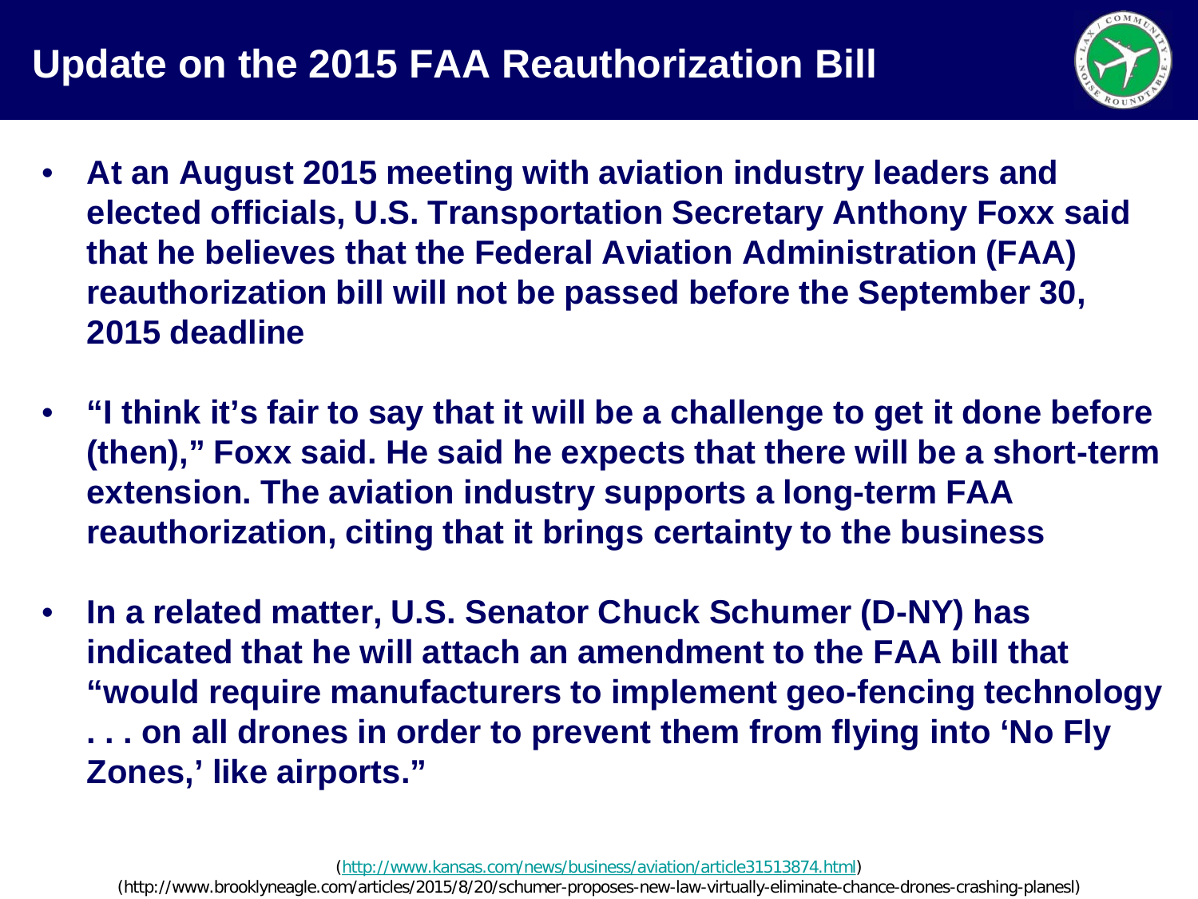# Update on the 2015 FAA Reauthorization Bill

- **At an August 2015 meeting with aviation industry leaders and elected officials, U.S. Transportation Secretary Anthony Foxx said that he believes that the Federal Aviation Administration (FAA) reauthorization bill will not be passed before the September 30, 2015 deadline**
- **"I think it's fair to say that it will be a challenge to get it done before (then)," Foxx said. He said he expects that there will be a short-term extension. The aviation industry supports a long-term FAA reauthorization, citing that it brings certainty to the business**
- **In a related matter, U.S. Senator Chuck Schumer (D-NY) has indicated that he will attach an amendment to the FAA bill that "would require manufacturers to implement geo-fencing technology . . . on all drones in order to prevent them from flying into 'No Fly Zones,' like airports."**

(http://www.kansas.com/news/business/aviation/article31513874.html)

(http://www.brooklyneagle.com/articles/2015/8/20/schumer-proposes-new-law-virtually-eliminate-chance-drones-crashing-planesl)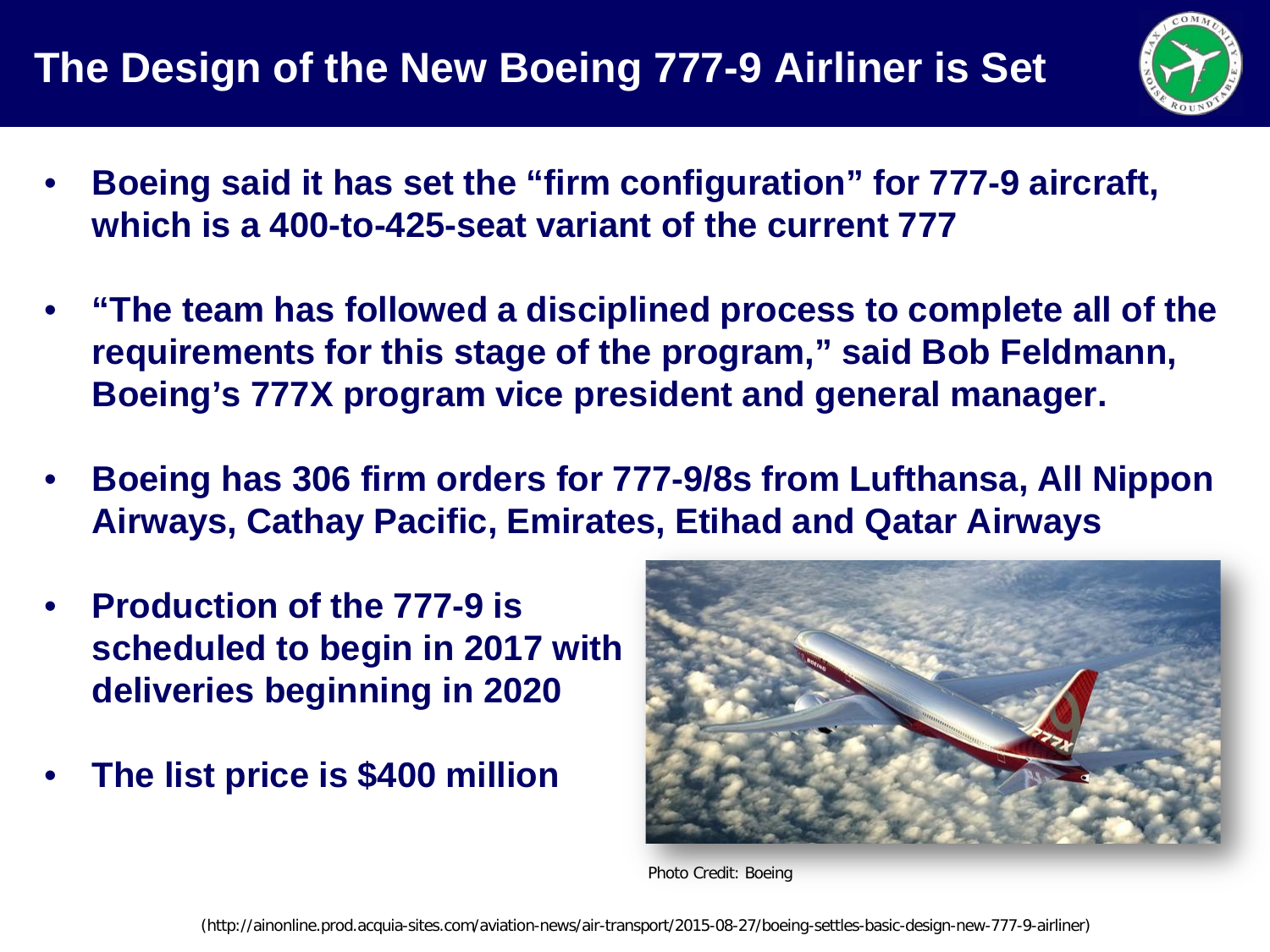# The Design of the New Boeing 777-9 Airliner is Set

- **Boeing said it has set the "firm configuration" for 777-9 aircraft, which is a 400-to-425-seat variant of the current 777**
- **"The team has followed a disciplined process to complete all of the requirements for this stage of the program," said Bob Feldmann, Boeing's 777X program vice president and general manager.**
- **Boeing has 306 firm orders for 777-9/8s from Lufthansa, All Nippon Airways, Cathay Pacific, Emirates, Etihad and Qatar Airways**
- **Production of the 777-9 is scheduled to begin in 2017 with deliveries beginning in 2020**
- **The list price is $400 million**

Photo Credit: Boeing

(http://ainonline.prod.acquia-sites.com/aviation-news/air-transport/2015-08-27/boeing-settles-basic-design-new-777-9-airliner)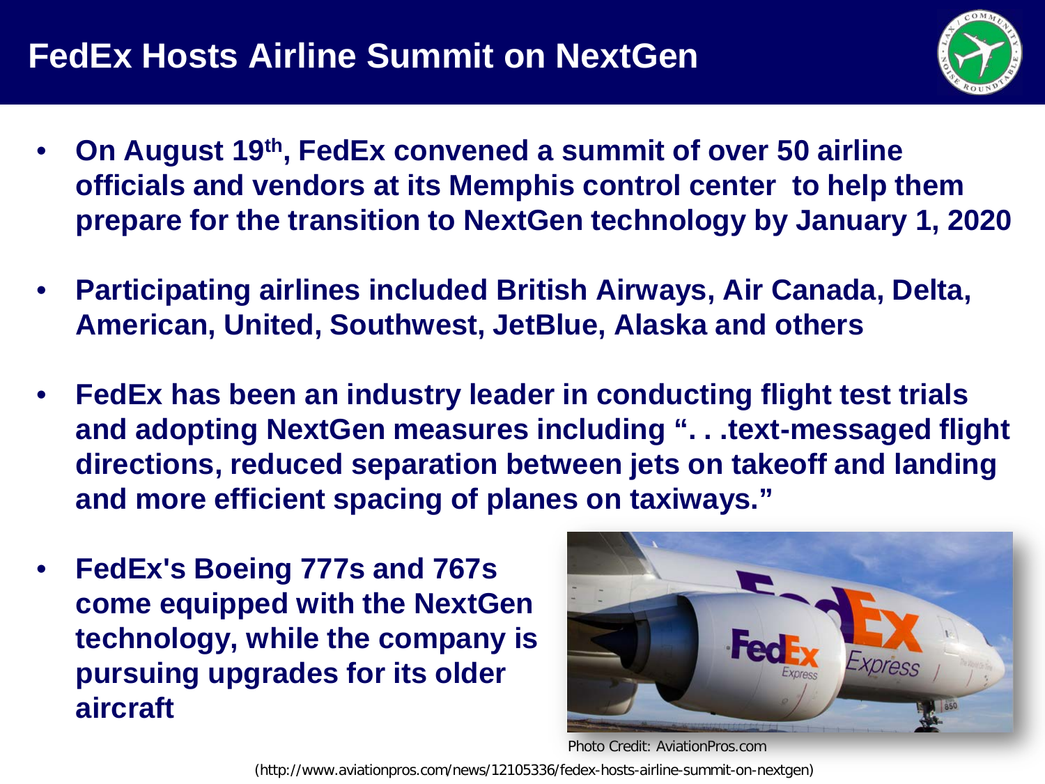# FedEx Hosts Airline Summit on NextGen

- **On August 19th, FedEx convened a summit of over 50 airline officials and vendors at its Memphis control center to help them prepare for the transition to NextGen technology by January 1, 2020**
- **Participating airlines included British Airways, Air Canada, Delta, American, United, Southwest, JetBlue, Alaska and others**
- **FedEx has been an industry leader in conducting flight test trials and adopting NextGen measures including ". . .text-messaged flight directions, reduced separation between jets on takeoff and landing and more efficient spacing of planes on taxiways."**
- **FedEx's Boeing 777s and 767s come equipped with the NextGen technology, while the company is pursuing upgrades for its older aircraft**

Photo Credit: AviationPros.com

(http://www.aviationpros.com/news/12105336/fedex-hosts-airline-summit-on-nextgen)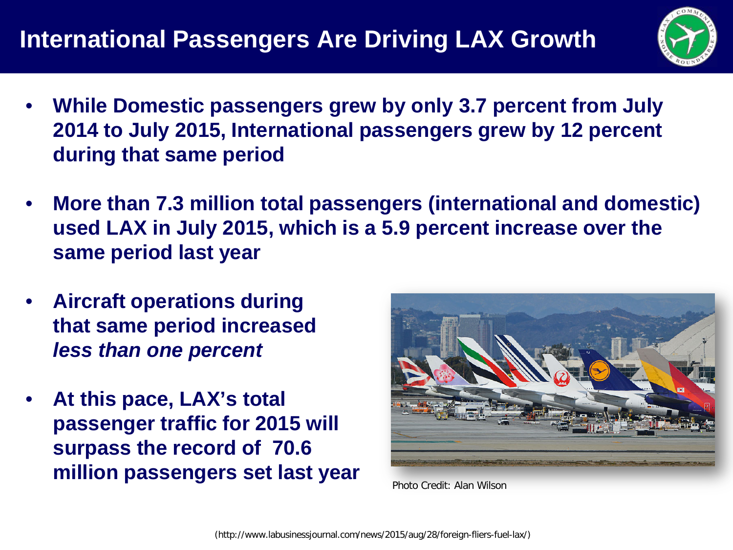# International Passengers Are Driving LAX Growth

- **While Domestic passengers grew by only 3.7 percent from July 2014 to July 2015, International passengers grew by 12 percent during that same period**
- **More than 7.3 million total passengers (international and domestic) used LAX in July 2015, which is a 5.9 percent increase over the same period last year**
- **Aircraft operations during that same period increased *less than one percent***
- **At this pace, LAX's total passenger traffic for 2015 will surpass the record of 70.6 million passengers set last year**

Photo Credit: Alan Wilson

(http://www.labusinessjournal.com/news/2015/aug/28/foreign-fliers-fuel-lax/)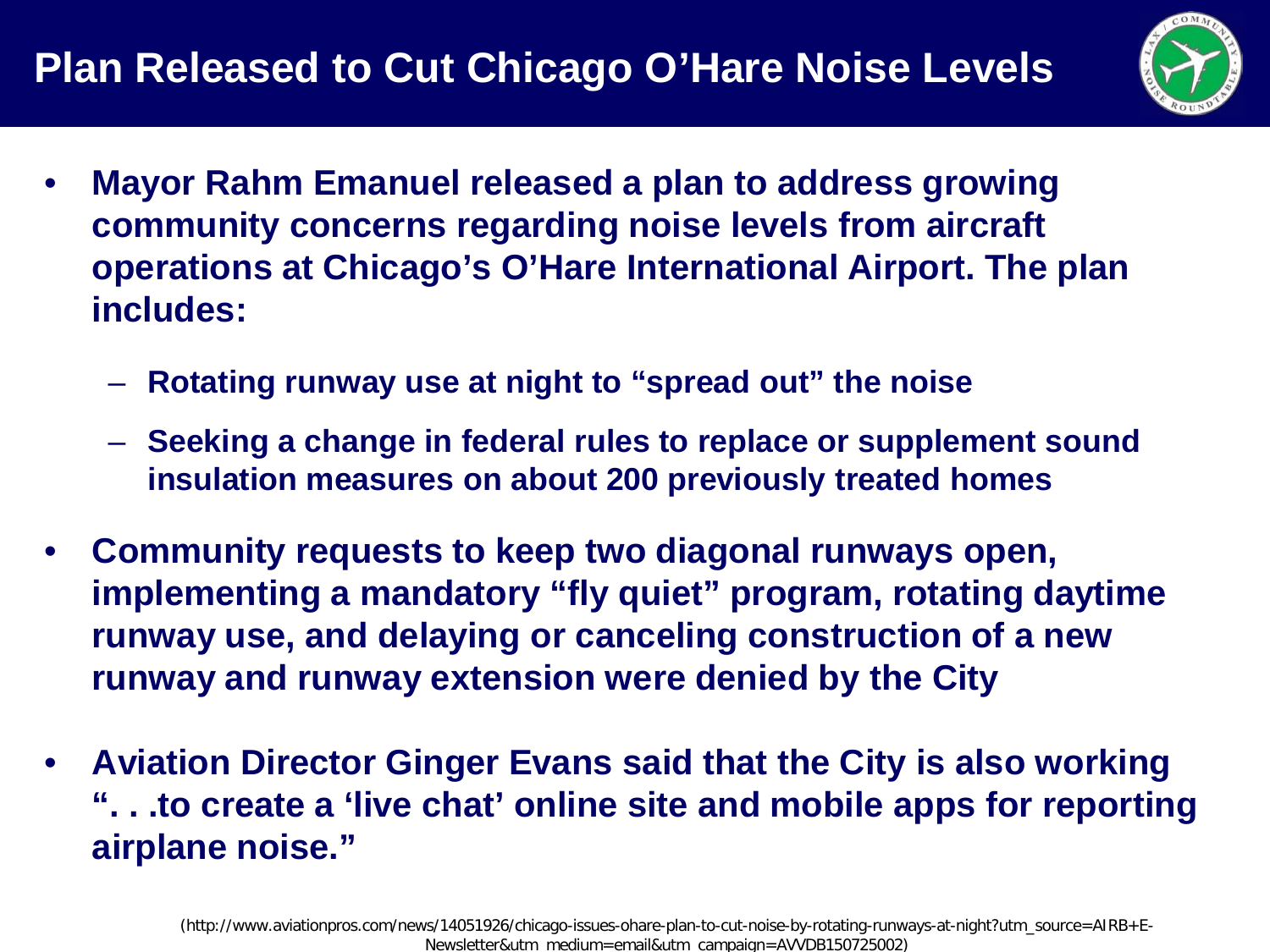# Plan Released to Cut Chicago O'Hare Noise Levels

- **Mayor Rahm Emanuel released a plan to address growing community concerns regarding noise levels from aircraft operations at Chicago's O'Hare International Airport. The plan includes:**
  - **Rotating runway use at night to "spread out" the noise**
  - **Seeking a change in federal rules to replace or supplement sound insulation measures on about 200 previously treated homes**
- **Community requests to keep two diagonal runways open, implementing a mandatory "fly quiet" program, rotating daytime runway use, and delaying or canceling construction of a new runway and runway extension were denied by the City**
- **Aviation Director Ginger Evans said that the City is also working ". . .to create a 'live chat' online site and mobile apps for reporting airplane noise."**

(http://www.aviationpros.com/news/14051926/chicago-issues-ohare-plan-to-cut-noise-by-rotating-runways-at-night?utm_source=AIRB+E-Newsletter&utm_medium=email&utm_campaign=AVVDB150725002)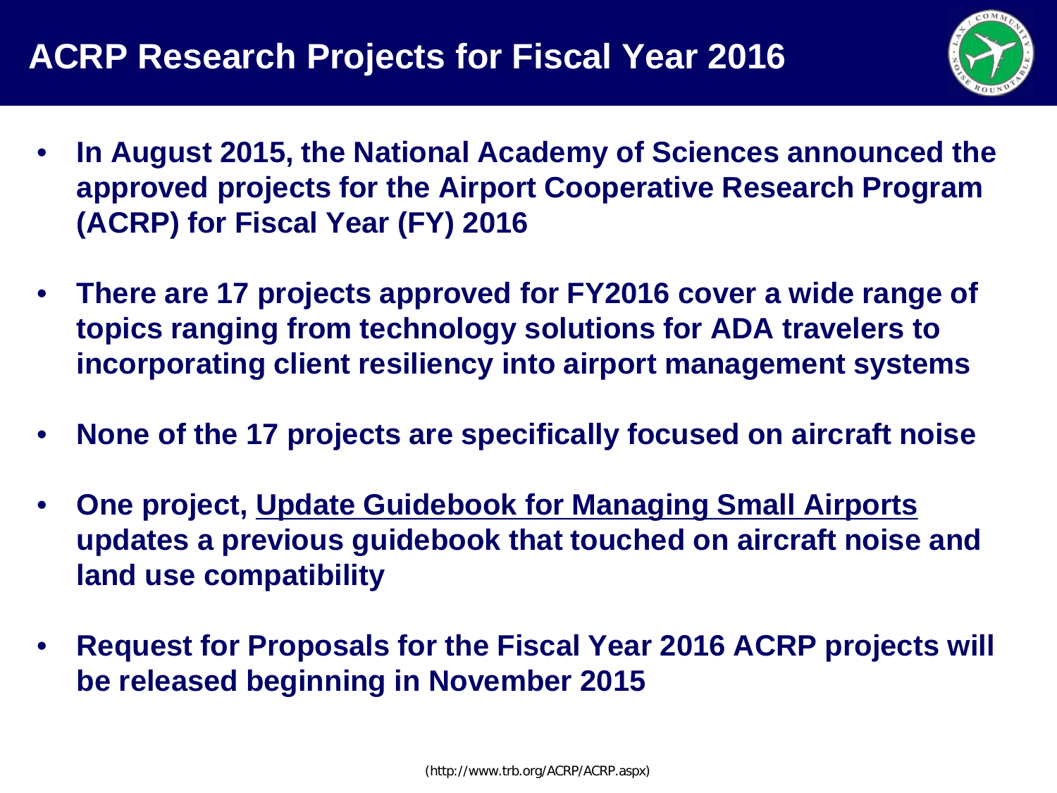# ACRP Research Projects for Fiscal Year 2016

- **In August 2015, the National Academy of Sciences announced the approved projects for the Airport Cooperative Research Program (ACRP) for Fiscal Year (FY) 2016**
- **There are 17 projects approved for FY2016 cover a wide range of topics ranging from technology solutions for ADA travelers to incorporating client resiliency into airport management systems**
- **None of the 17 projects are specifically focused on aircraft noise**
- **One project, <u>Update Guidebook for Managing Small Airports</u> updates a previous guidebook that touched on aircraft noise and land use compatibility**
- **Request for Proposals for the Fiscal Year 2016 ACRP projects will be released beginning in November 2015**

(http://www.trb.org/ACRP/ACRP.aspx)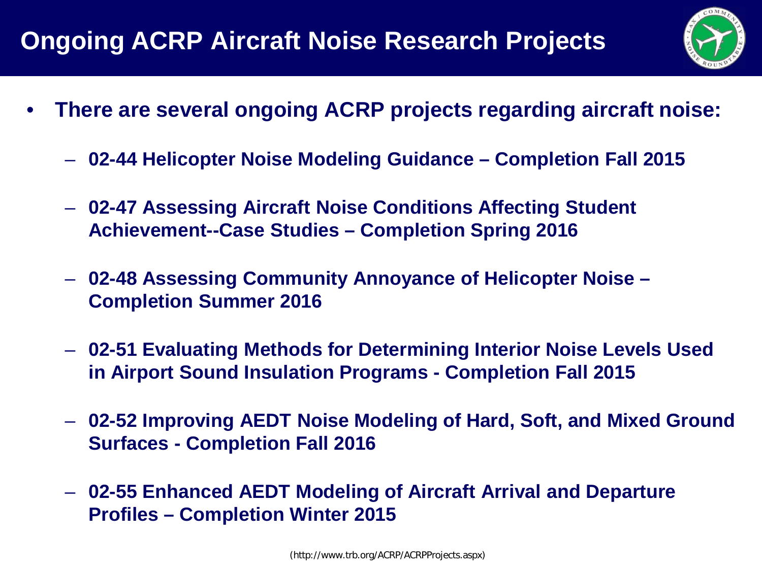# Ongoing ACRP Aircraft Noise Research Projects

- **There are several ongoing ACRP projects regarding aircraft noise:**
  - **02-44 Helicopter Noise Modeling Guidance – Completion Fall 2015**
  - **02-47 Assessing Aircraft Noise Conditions Affecting Student Achievement--Case Studies – Completion Spring 2016**
  - **02-48 Assessing Community Annoyance of Helicopter Noise – Completion Summer 2016**
  - **02-51 Evaluating Methods for Determining Interior Noise Levels Used in Airport Sound Insulation Programs - Completion Fall 2015**
  - **02-52 Improving AEDT Noise Modeling of Hard, Soft, and Mixed Ground Surfaces - Completion Fall 2016**
  - **02-55 Enhanced AEDT Modeling of Aircraft Arrival and Departure Profiles – Completion Winter 2015**

(http://www.trb.org/ACRP/ACRPProjects.aspx)